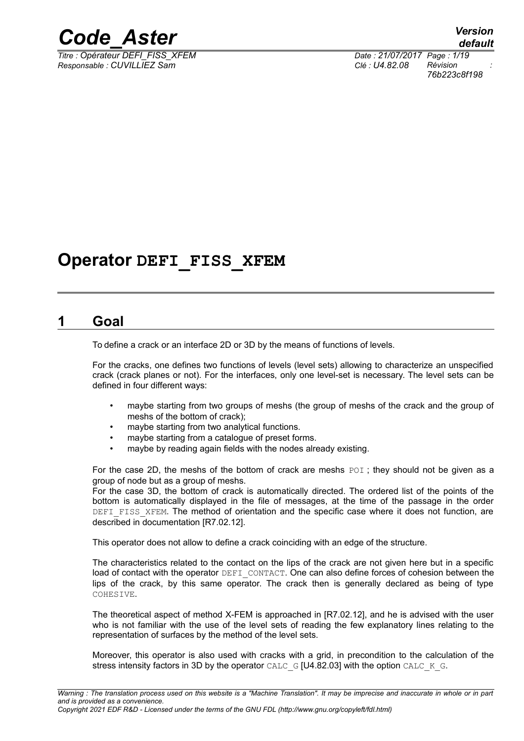# Operator DEFI_FISS_XFEM

## 1 Goal

To define a crack or an interface 2D or 3D by the means of functions of levels.

For the cracks, one defines two functions of levels (level sets) allowing to characterize an unspecified crack (crack planes or not). For the interfaces, only one level-set is necessary. The level sets can be defined in four different ways:

- maybe starting from two groups of meshs (the group of meshs of the crack and the group of meshs of the bottom of crack);
- maybe starting from two analytical functions.
- maybe starting from a catalogue of preset forms.
- maybe by reading again fields with the nodes already existing.

For the case 2D, the meshs of the bottom of crack are meshs POI ; they should not be given as a group of node but as a group of meshs.

For the case 3D, the bottom of crack is automatically directed. The ordered list of the points of the bottom is automatically displayed in the file of messages, at the time of the passage in the order DEFI_FISS_XFEM. The method of orientation and the specific case where it does not function, are described in documentation [R7.02.12].

This operator does not allow to define a crack coinciding with an edge of the structure.

The characteristics related to the contact on the lips of the crack are not given here but in a specific load of contact with the operator DEFI_CONTACT. One can also define forces of cohesion between the lips of the crack, by this same operator. The crack then is generally declared as being of type COHESIVE.

The theoretical aspect of method X-FEM is approached in [R7.02.12], and he is advised with the user who is not familiar with the use of the level sets of reading the few explanatory lines relating to the representation of surfaces by the method of the level sets.

Moreover, this operator is also used with cracks with a grid, in precondition to the calculation of the stress intensity factors in 3D by the operator CALC_G [U4.82.03] with the option CALC_K_G.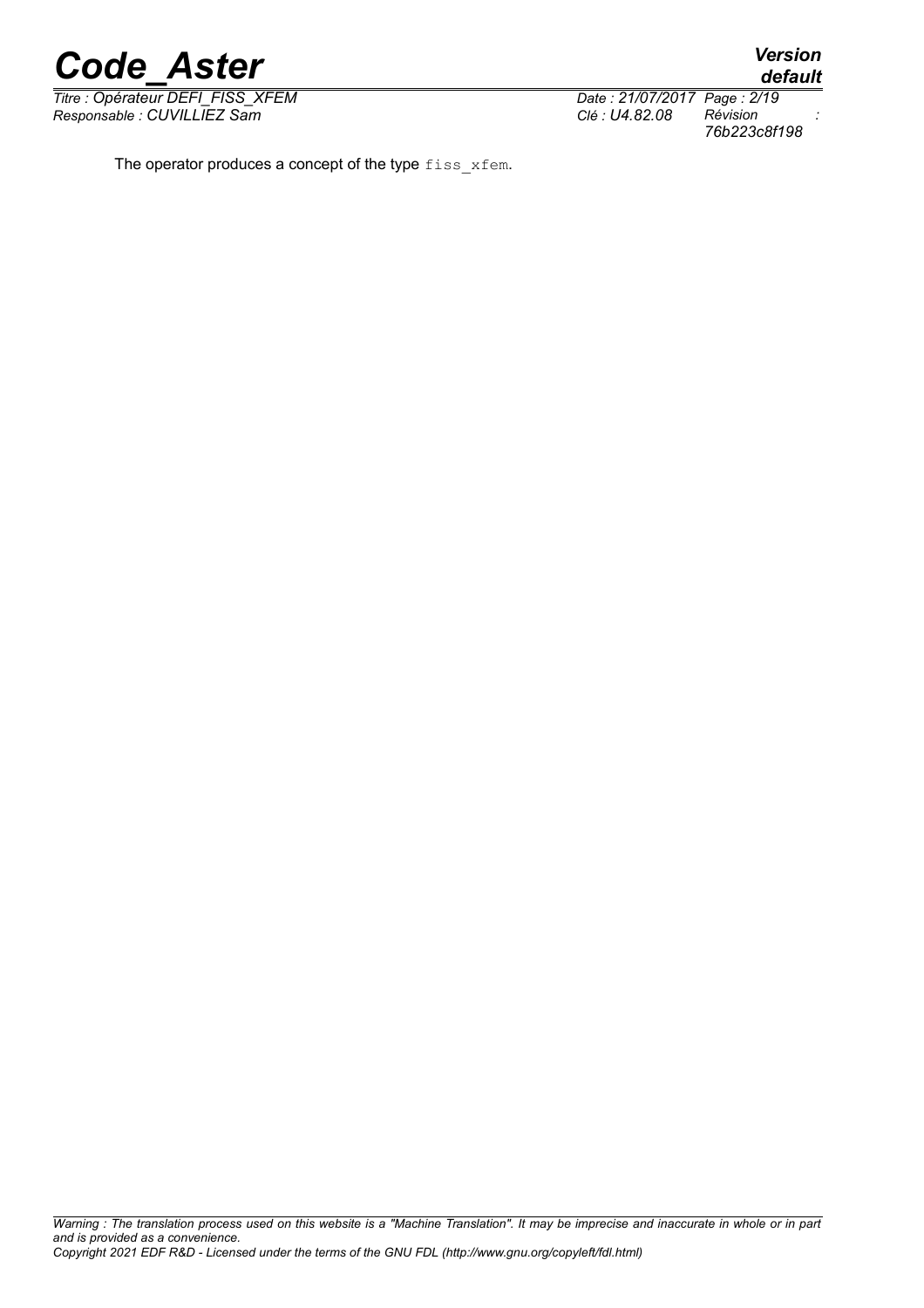The operator produces a concept of the type `fiss_xfem`.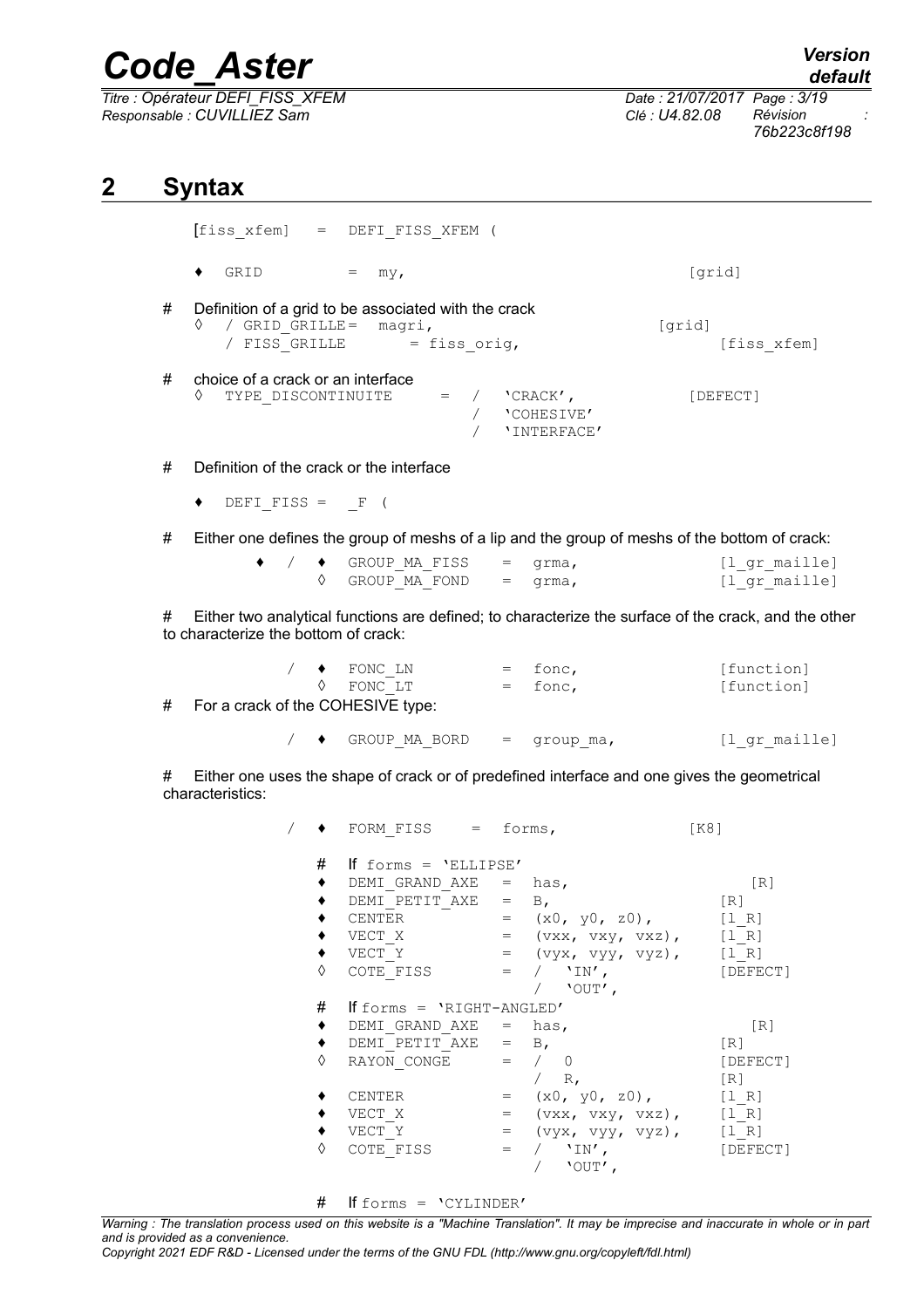## 2 Syntax

```
[fiss_xfem]  =  DEFI_FISS_XFEM (

♦  GRID          =  my,                                   [grid]

#   Definition of a grid to be associated with the crack
    ◊  / GRID_GRILLE=  magri,                              [grid]
       / FISS_GRILLE       = fiss_orig,                        [fiss_xfem]

#   choice of a crack or an interface
    ◊  TYPE_DISCONTINUITE    =  /  'CRACK',                [DEFECT]
                                /  'COHESIVE'
                                /  'INTERFACE'

#   Definition of the crack or the interface

    ♦  DEFI_FISS =  _F (

#   Either one defines the group of meshs of a lip and the group of meshs of the bottom of crack:

        ♦  /  ♦  GROUP_MA_FISS    =  grma,                 [l_gr_maille]
              ◊  GROUP_MA_FOND    =  grma,                 [l_gr_maille]

#   Either two analytical functions are defined; to characterize the surface of the crack, and the other
to characterize the bottom of crack:

           /  ♦  FONC_LN          =  fonc,                 [function]
              ◊  FONC_LT          =  fonc,                 [function]
#   For a crack of the COHESIVE type:

           /  ♦  GROUP_MA_BORD    =  group_ma,             [l_gr_maille]

#   Either one uses the shape of crack or of predefined interface and one gives the geometrical
characteristics:

           /  ♦  FORM_FISS     =  forms,                  [K8]

              #  If forms = 'ELLIPSE'
              ♦  DEMI_GRAND_AXE  =  has,                     [R]
              ♦  DEMI_PETIT_AXE  =  B,                      [R]
              ♦  CENTER          =  (x0, y0, z0),           [l_R]
              ♦  VECT_X          =  (vxx, vxy, vxz),        [l_R]
              ♦  VECT_Y          =  (vyx, vyy, vyz),        [l_R]
              ◊  COTE_FISS       =  /  'IN',                [DEFECT]
                                    /  'OUT',
              #  If forms = 'RIGHT-ANGLED'
              ♦  DEMI_GRAND_AXE  =  has,                     [R]
              ♦  DEMI_PETIT_AXE  =  B,                      [R]
              ◊  RAYON_CONGE     =  /  0                    [DEFECT]
                                    /  R,                   [R]
              ♦  CENTER          =  (x0, y0, z0),           [l_R]
              ♦  VECT_X          =  (vxx, vxy, vxz),        [l_R]
              ♦  VECT_Y          =  (vyx, vyy, vyz),        [l_R]
              ◊  COTE_FISS       =  /  'IN',                [DEFECT]
                                    /  'OUT',

              #  If forms = 'CYLINDER'
```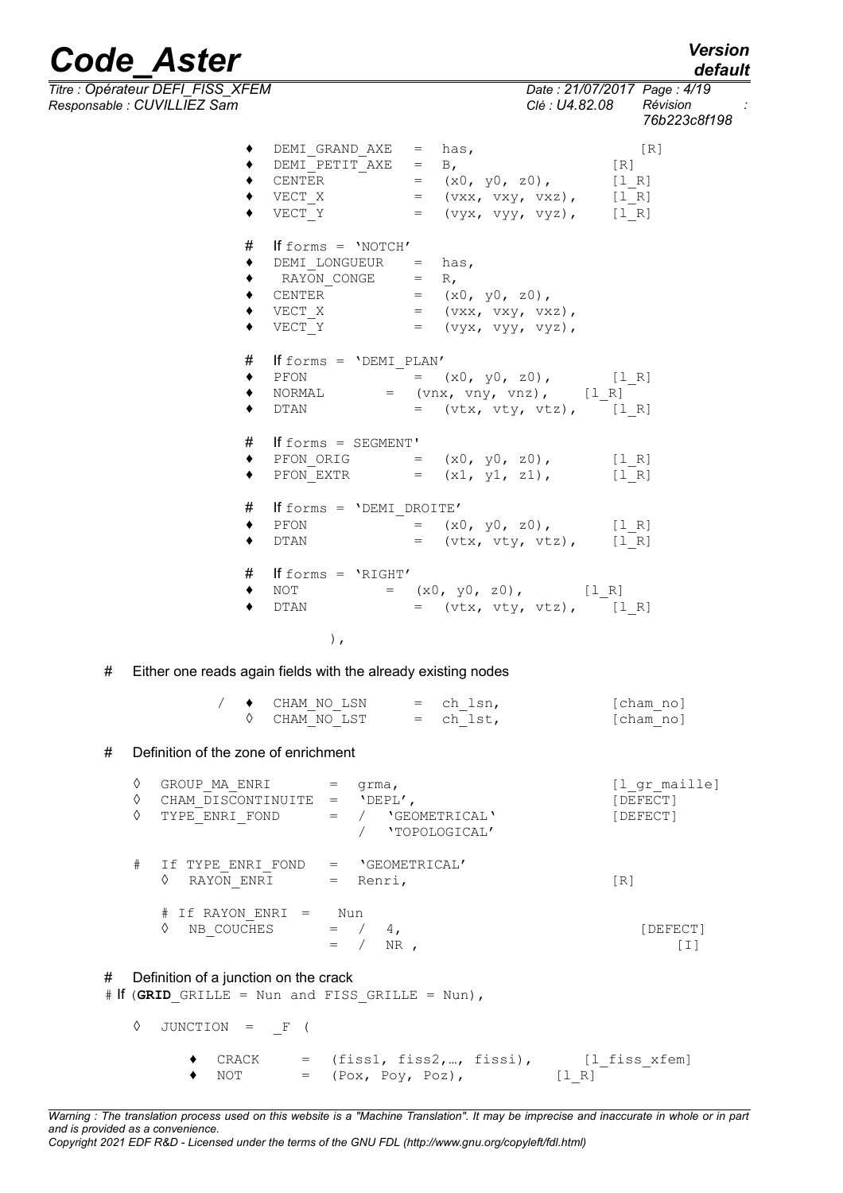```
            ♦  DEMI_GRAND_AXE   =  has,                      [R]
            ♦  DEMI_PETIT_AXE   =  B,                    [R]
            ♦  CENTER           =  (x0, y0, z0),         [l_R]
            ♦  VECT_X           =  (vxx, vxy, vxz),      [l_R]
            ♦  VECT_Y           =  (vyx, vyy, vyz),      [l_R]

            #  If forms = 'NOTCH'
            ♦  DEMI_LONGUEUR    =  has,
            ♦   RAYON_CONGE     =  R,
            ♦  CENTER           =  (x0, y0, z0),
            ♦  VECT_X           =  (vxx, vxy, vxz),
            ♦  VECT_Y           =  (vyx, vyy, vyz),

            #  If forms = 'DEMI_PLAN'
            ♦  PFON             =  (x0, y0, z0),         [l_R]
            ♦  NORMAL       =  (vnx, vny, vnz),     [l_R]
            ♦  DTAN             =  (vtx, vty, vtz),      [l_R]

            #  If forms = SEGMENT'
            ♦  PFON_ORIG        =  (x0, y0, z0),         [l_R]
            ♦  PFON_EXTR        =  (x1, y1, z1),         [l_R]

            #  If forms = 'DEMI_DROITE'
            ♦  PFON             =  (x0, y0, z0),         [l_R]
            ♦  DTAN             =  (vtx, vty, vtz),      [l_R]

            #  If forms = 'RIGHT'
            ♦  NOT          =  (x0, y0, z0),        [l_R]
            ♦  DTAN             =  (vtx, vty, vtz),      [l_R]

                    ),
```

# Either one reads again fields with the already existing nodes

```
          /  ♦  CHAM_NO_LSN      =  ch_lsn,              [cham_no]
             ◊  CHAM_NO_LST      =  ch_lst,              [cham_no]
```

# Definition of the zone of enrichment

```
   ◊  GROUP_MA_ENRI        =  grma,                        [l_gr_maille]
   ◊  CHAM_DISCONTINUITE   =  'DEPL',                      [DEFECT]
   ◊  TYPE_ENRI_FOND       =  /  'GEOMETRICAL'             [DEFECT]
                              /  'TOPOLOGICAL'

   #  If TYPE_ENRI_FOND    =  'GEOMETRICAL'
      ◊  RAYON_ENRI        =  Renri,                       [R]

      # If RAYON_ENRI  =   Nun
      ◊  NB_COUCHES        =  /  4,                          [DEFECT]
                           =  /  NR ,                            [I]
```

# Definition of a junction on the crack

```
# If (GRID_GRILLE = Nun and FISS_GRILLE = Nun),

   ◊  JUNCTION  =  _F (

        ♦  CRACK      =  (fiss1, fiss2,…, fissi),      [l_fiss_xfem]
        ♦  NOT        =  (Pox, Poy, Poz),           [l_R]
```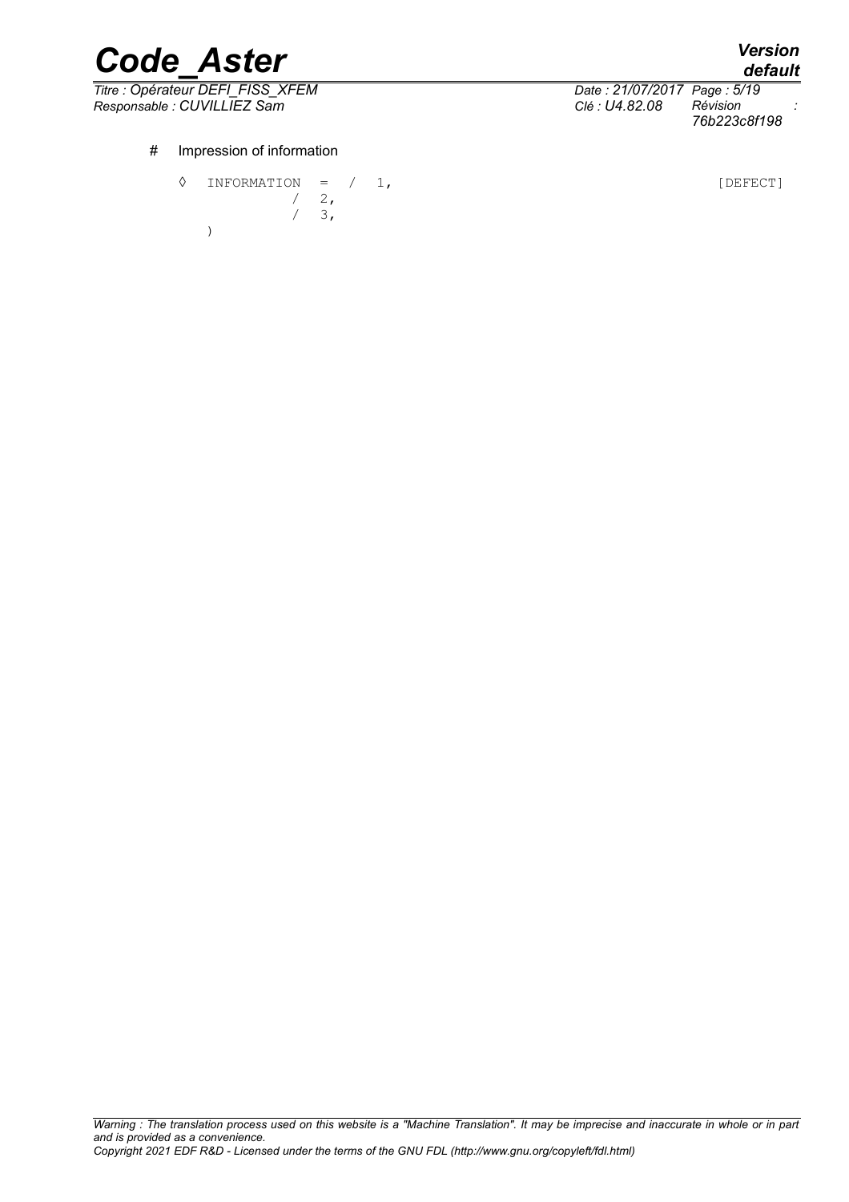# Impression of information

```
◊  INFORMATION  =  /  1,                                    [DEFECT]
                   /  2,
                   /  3,
   )
```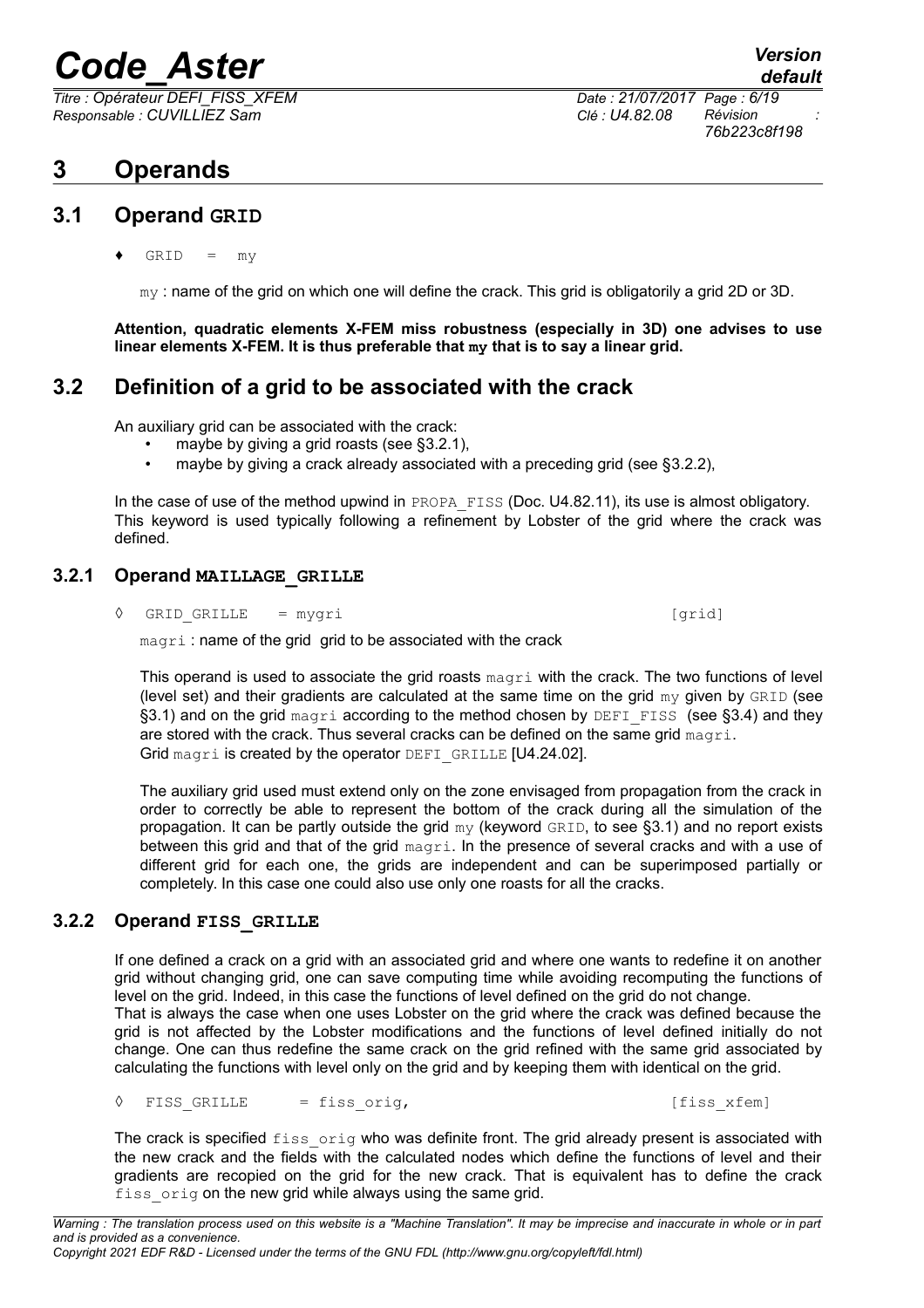# 3 Operands

## 3.1 Operand GRID

♦ GRID = my

my : name of the grid on which one will define the crack. This grid is obligatorily a grid 2D or 3D.

**Attention, quadratic elements X-FEM miss robustness (especially in 3D) one advises to use linear elements X-FEM. It is thus preferable that my that is to say a linear grid.**

## 3.2 Definition of a grid to be associated with the crack

An auxiliary grid can be associated with the crack:

- maybe by giving a grid roasts (see §3.2.1),
- maybe by giving a crack already associated with a preceding grid (see §3.2.2),

In the case of use of the method upwind in PROPA_FISS (Doc. U4.82.11), its use is almost obligatory. This keyword is used typically following a refinement by Lobster of the grid where the crack was defined.

### 3.2.1 Operand MAILLAGE_GRILLE

◊ GRID_GRILLE = mygri [grid]

magri : name of the grid grid to be associated with the crack

This operand is used to associate the grid roasts magri with the crack. The two functions of level (level set) and their gradients are calculated at the same time on the grid my given by GRID (see §3.1) and on the grid magri according to the method chosen by DEFI_FISS (see §3.4) and they are stored with the crack. Thus several cracks can be defined on the same grid magri. Grid magri is created by the operator DEFI_GRILLE [U4.24.02].

The auxiliary grid used must extend only on the zone envisaged from propagation from the crack in order to correctly be able to represent the bottom of the crack during all the simulation of the propagation. It can be partly outside the grid my (keyword GRID, to see §3.1) and no report exists between this grid and that of the grid magri. In the presence of several cracks and with a use of different grid for each one, the grids are independent and can be superimposed partially or completely. In this case one could also use only one roasts for all the cracks.

### 3.2.2 Operand FISS_GRILLE

If one defined a crack on a grid with an associated grid and where one wants to redefine it on another grid without changing grid, one can save computing time while avoiding recomputing the functions of level on the grid. Indeed, in this case the functions of level defined on the grid do not change. That is always the case when one uses Lobster on the grid where the crack was defined because the grid is not affected by the Lobster modifications and the functions of level defined initially do not change. One can thus redefine the same crack on the grid refined with the same grid associated by calculating the functions with level only on the grid and by keeping them with identical on the grid.

◊ FISS_GRILLE = fiss_orig, [fiss_xfem]

The crack is specified fiss_orig who was definite front. The grid already present is associated with the new crack and the fields with the calculated nodes which define the functions of level and their gradients are recopied on the grid for the new crack. That is equivalent has to define the crack fiss_orig on the new grid while always using the same grid.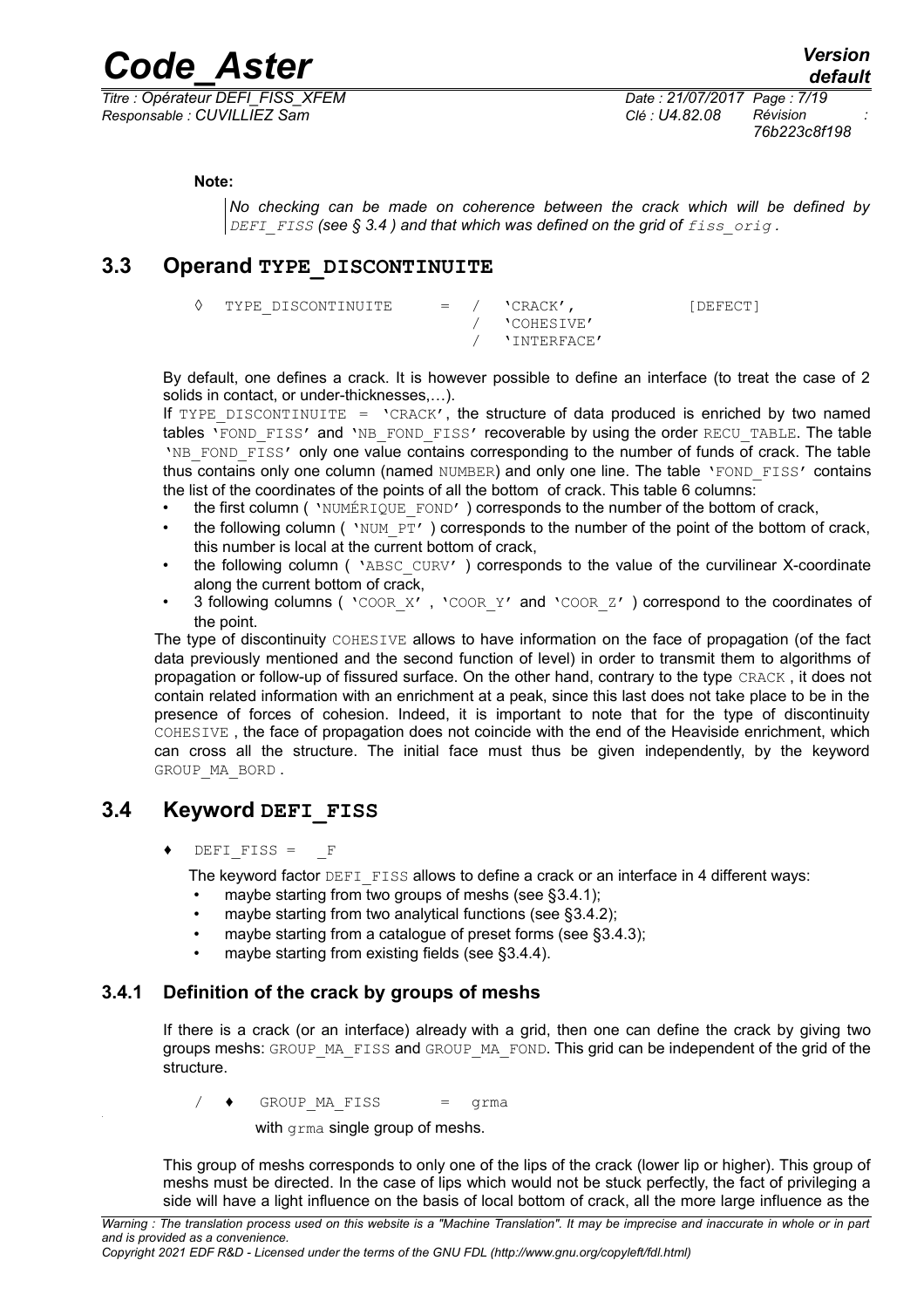**Note:**

*No checking can be made on coherence between the crack which will be defined by* `DEFI_FISS` *(see § 3.4 ) and that which was defined on the grid of* `fiss_orig` *.*

## 3.3 Operand TYPE_DISCONTINUITE

```
◊  TYPE_DISCONTINUITE     =  /  'CRACK',            [DEFECT]
                             /  'COHESIVE'
                             /  'INTERFACE'
```

By default, one defines a crack. It is however possible to define an interface (to treat the case of 2 solids in contact, or under-thicknesses,…).

If `TYPE_DISCONTINUITE = 'CRACK'`, the structure of data produced is enriched by two named tables `'FOND_FISS'` and `'NB_FOND_FISS'` recoverable by using the order `RECU_TABLE`. The table `'NB_FOND_FISS'` only one value contains corresponding to the number of funds of crack. The table thus contains only one column (named `NUMBER`) and only one line. The table `'FOND_FISS'` contains the list of the coordinates of the points of all the bottom of crack. This table 6 columns:

- the first column ( `'NUMÉRIQUE_FOND'` ) corresponds to the number of the bottom of crack,
- the following column ( `'NUM_PT'` ) corresponds to the number of the point of the bottom of crack, this number is local at the current bottom of crack,
- the following column ( `'ABSC_CURV'` ) corresponds to the value of the curvilinear X-coordinate along the current bottom of crack,
- 3 following columns ( `'COOR_X'` , `'COOR_Y'` and `'COOR_Z'` ) correspond to the coordinates of the point.

The type of discontinuity `COHESIVE` allows to have information on the face of propagation (of the fact data previously mentioned and the second function of level) in order to transmit them to algorithms of propagation or follow-up of fissured surface. On the other hand, contrary to the type `CRACK` , it does not contain related information with an enrichment at a peak, since this last does not take place to be in the presence of forces of cohesion. Indeed, it is important to note that for the type of discontinuity `COHESIVE` , the face of propagation does not coincide with the end of the Heaviside enrichment, which can cross all the structure. The initial face must thus be given independently, by the keyword `GROUP_MA_BORD` .

## 3.4 Keyword DEFI_FISS

```
♦  DEFI_FISS =   _F
```

The keyword factor `DEFI_FISS` allows to define a crack or an interface in 4 different ways:

- maybe starting from two groups of meshs (see §3.4.1);
- maybe starting from two analytical functions (see §3.4.2);
- maybe starting from a catalogue of preset forms (see §3.4.3);
- maybe starting from existing fields (see §3.4.4).

### 3.4.1 Definition of the crack by groups of meshs

If there is a crack (or an interface) already with a grid, then one can define the crack by giving two groups meshs: `GROUP_MA_FISS` and `GROUP_MA_FOND`. This grid can be independent of the grid of the structure.

```
/  ♦   GROUP_MA_FISS      =   grma
```

with `grma` single group of meshs.

This group of meshs corresponds to only one of the lips of the crack (lower lip or higher). This group of meshs must be directed. In the case of lips which would not be stuck perfectly, the fact of privileging a side will have a light influence on the basis of local bottom of crack, all the more large influence as the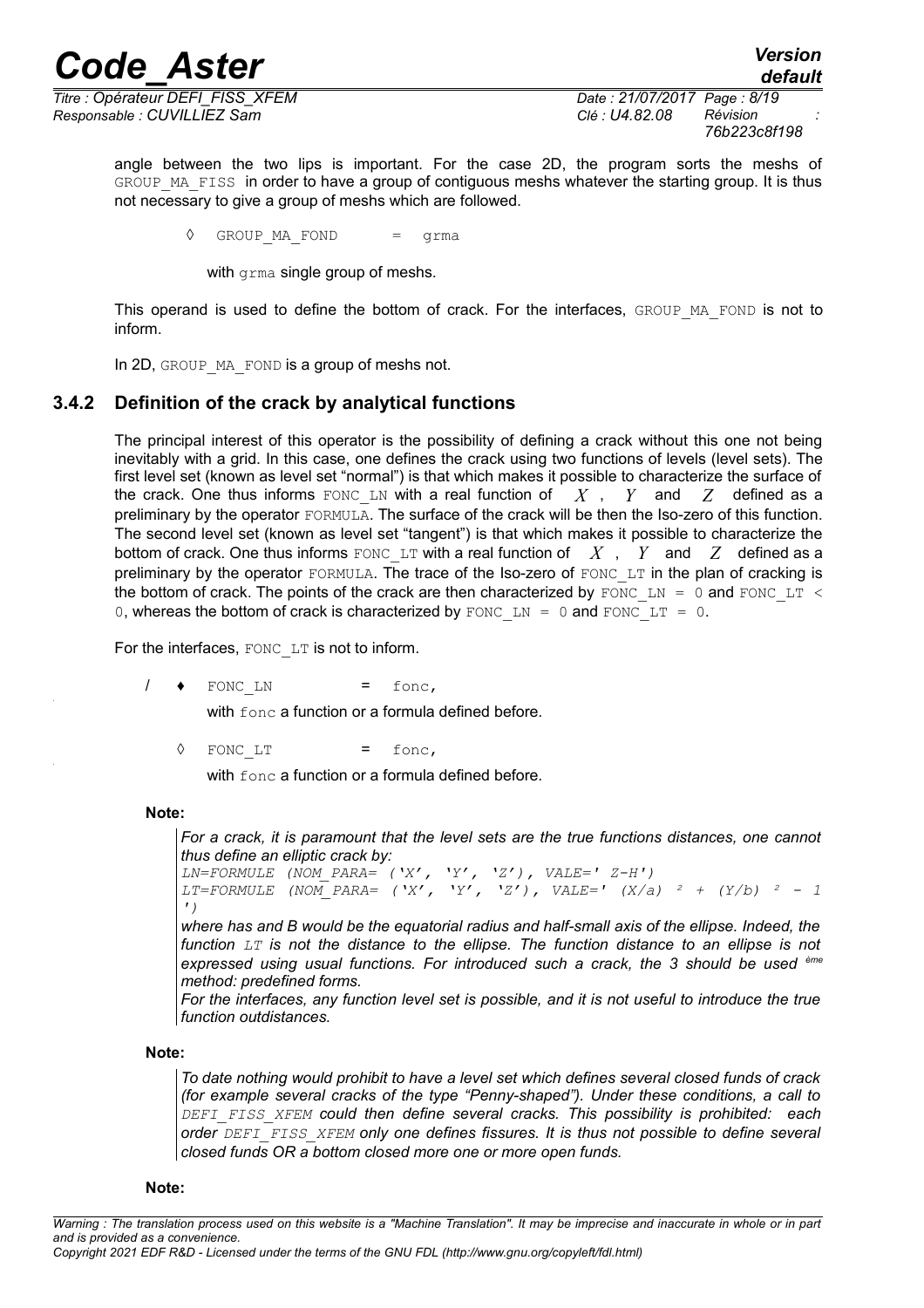angle between the two lips is important. For the case 2D, the program sorts the meshs of GROUP_MA_FISS in order to have a group of contiguous meshs whatever the starting group. It is thus not necessary to give a group of meshs which are followed.

◊ GROUP_MA_FOND = grma

with grma single group of meshs.

This operand is used to define the bottom of crack. For the interfaces, GROUP_MA_FOND is not to inform.

In 2D, GROUP_MA_FOND is a group of meshs not.

### 3.4.2 Definition of the crack by analytical functions

The principal interest of this operator is the possibility of defining a crack without this one not being inevitably with a grid. In this case, one defines the crack using two functions of levels (level sets). The first level set (known as level set "normal") is that which makes it possible to characterize the surface of the crack. One thus informs FONC_LN with a real function of $X$, $Y$ and $Z$ defined as a preliminary by the operator FORMULA. The surface of the crack will be then the Iso-zero of this function. The second level set (known as level set "tangent") is that which makes it possible to characterize the bottom of crack. One thus informs FONC_LT with a real function of $X$, $Y$ and $Z$ defined as a preliminary by the operator FORMULA. The trace of the Iso-zero of FONC_LT in the plan of cracking is the bottom of crack. The points of the crack are then characterized by FONC_LN = 0 and FONC_LT < 0, whereas the bottom of crack is characterized by FONC_LN = 0 and FONC_LT = 0.

For the interfaces, FONC_LT is not to inform.

/ ♦ FONC_LN = fonc,

with fonc a function or a formula defined before.

◊ FONC_LT = fonc,

with fonc a function or a formula defined before.

**Note:**

*For a crack, it is paramount that the level sets are the true functions distances, one cannot thus define an elliptic crack by:*

```
LN=FORMULE (NOM_PARA= ('X', 'Y', 'Z'), VALE=' Z-H')
LT=FORMULE (NOM_PARA= ('X', 'Y', 'Z'), VALE=' (X/a) ² + (Y/b) ² - 1 ')
```

*where has and B would be the equatorial radius and half-small axis of the ellipse. Indeed, the function LT is not the distance to the ellipse. The function distance to an ellipse is not expressed using usual functions. For introduced such a crack, the 3 should be used ème method: predefined forms.*

*For the interfaces, any function level set is possible, and it is not useful to introduce the true function outdistances.*

**Note:**

*To date nothing would prohibit to have a level set which defines several closed funds of crack (for example several cracks of the type "Penny-shaped"). Under these conditions, a call to DEFI_FISS_XFEM could then define several cracks. This possibility is prohibited: each order DEFI_FISS_XFEM only one defines fissures. It is thus not possible to define several closed funds OR a bottom closed more one or more open funds.*

**Note:**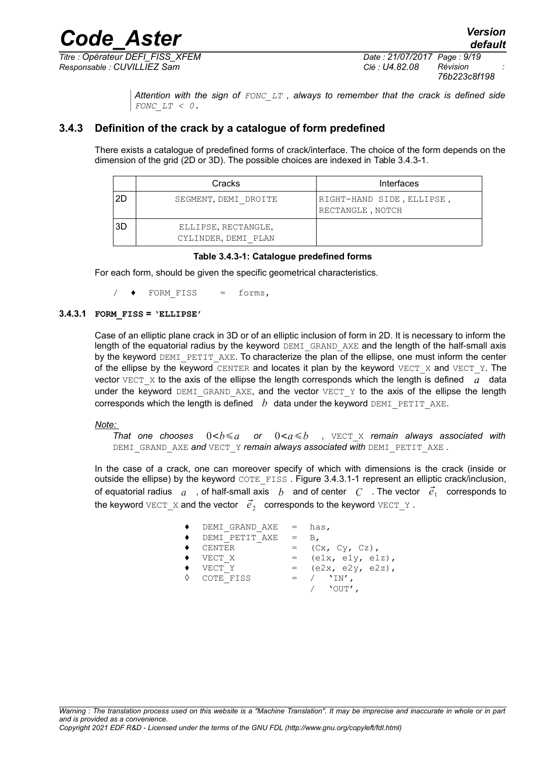*Attention with the sign of `FONC_LT`, always to remember that the crack is defined side `FONC_LT < 0`.*

### 3.4.3 Definition of the crack by a catalogue of form predefined

There exists a catalogue of predefined forms of crack/interface. The choice of the form depends on the dimension of the grid (2D or 3D). The possible choices are indexed in Table 3.4.3-1.

| | Cracks | Interfaces |
|---|---|---|
| 2D | SEGMENT, DEMI_DROITE | RIGHT-HAND SIDE, ELLIPSE, RECTANGLE, NOTCH |
| 3D | ELLIPSE, RECTANGLE, CYLINDER, DEMI_PLAN | |

**Table 3.4.3-1: Catalogue predefined forms**

For each form, should be given the specific geometrical characteristics.

```
/  ♦  FORM_FISS    =  forms,
```

#### 3.4.3.1 FORM_FISS = 'ELLIPSE'

Case of an elliptic plane crack in 3D or of an elliptic inclusion of form in 2D. It is necessary to inform the length of the equatorial radius by the keyword DEMI_GRAND_AXE and the length of the half-small axis by the keyword DEMI_PETIT_AXE. To characterize the plan of the ellipse, one must inform the center of the ellipse by the keyword CENTER and locates it plan by the keyword VECT_X and VECT_Y. The vector VECT_X to the axis of the ellipse the length corresponds which the length is defined $a$ data under the keyword DEMI_GRAND_AXE, and the vector VECT_Y to the axis of the ellipse the length corresponds which the length is defined $b$ data under the keyword DEMI_PETIT_AXE.

*Note:*

*That one chooses $0 < b \leq a$ or $0 < a \leq b$, VECT_X remain always associated with DEMI_GRAND_AXE and VECT_Y remain always associated with DEMI_PETIT_AXE.*

In the case of a crack, one can moreover specify of which with dimensions is the crack (inside or outside the ellipse) by the keyword COTE_FISS. Figure 3.4.3.1-1 represent an elliptic crack/inclusion, of equatorial radius $a$, of half-small axis $b$ and of center $C$. The vector $\vec{e}_1$ corresponds to the keyword VECT_X and the vector $\vec{e}_2$ corresponds to the keyword VECT_Y.

```
♦  DEMI_GRAND_AXE  =  has,
♦  DEMI_PETIT_AXE  =  B,
♦  CENTER          =  (Cx, Cy, Cz),
♦  VECT_X          =  (e1x, e1y, e1z),
♦  VECT_Y          =  (e2x, e2y, e2z),
◊  COTE_FISS       =  /  'IN',
                      /  'OUT',
```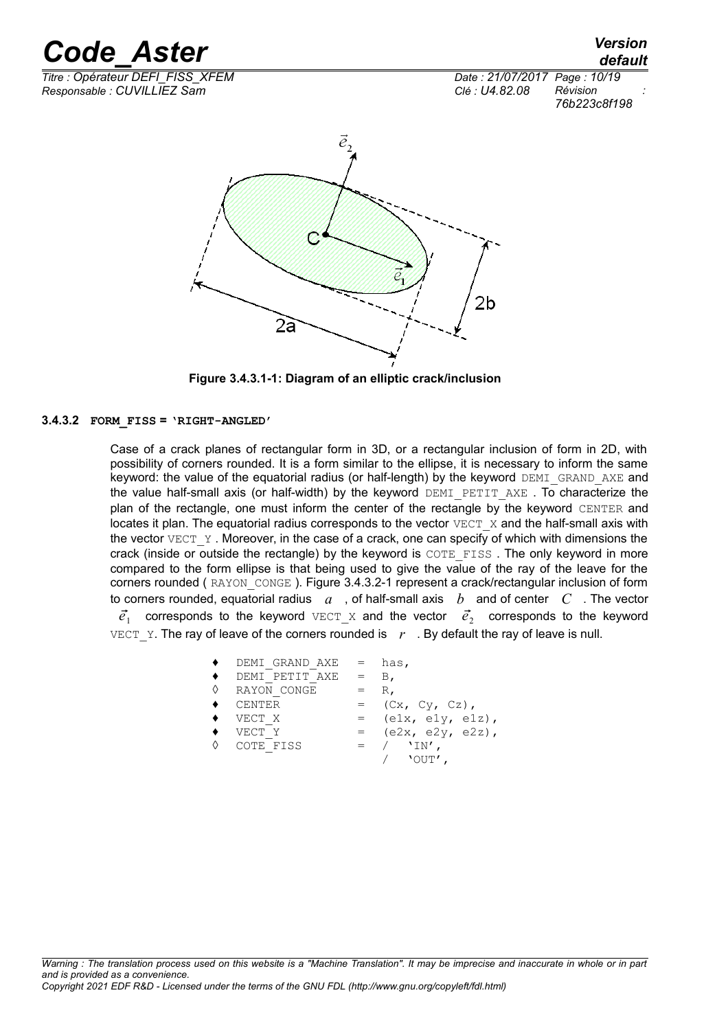Figure 3.4.3.1-1: Diagram of an elliptic crack/inclusion

#### 3.4.3.2 FORM_FISS = 'RIGHT-ANGLED'

Case of a crack planes of rectangular form in 3D, or a rectangular inclusion of form in 2D, with possibility of corners rounded. It is a form similar to the ellipse, it is necessary to inform the same keyword: the value of the equatorial radius (or half-length) by the keyword DEMI_GRAND_AXE and the value half-small axis (or half-width) by the keyword DEMI_PETIT_AXE . To characterize the plan of the rectangle, one must inform the center of the rectangle by the keyword CENTER and locates it plan. The equatorial radius corresponds to the vector VECT_X and the half-small axis with the vector VECT_Y . Moreover, in the case of a crack, one can specify of which with dimensions the crack (inside or outside the rectangle) by the keyword is COTE_FISS . The only keyword in more compared to the form ellipse is that being used to give the value of the ray of the leave for the corners rounded ( RAYON_CONGE ). Figure 3.4.3.2-1 represent a crack/rectangular inclusion of form to corners rounded, equatorial radius $a$ , of half-small axis $b$ and of center $C$ . The vector $\vec{e}_1$ corresponds to the keyword VECT_X and the vector $\vec{e}_2$ corresponds to the keyword VECT_Y. The ray of leave of the corners rounded is $r$ . By default the ray of leave is null.

```
♦  DEMI_GRAND_AXE   =  has,
♦  DEMI_PETIT_AXE   =  B,
◊  RAYON_CONGE      =  R,
♦  CENTER           =  (Cx, Cy, Cz),
♦  VECT_X           =  (e1x, e1y, e1z),
♦  VECT_Y           =  (e2x, e2y, e2z),
◊  COTE_FISS        =  /  'IN',
                       /  'OUT',
```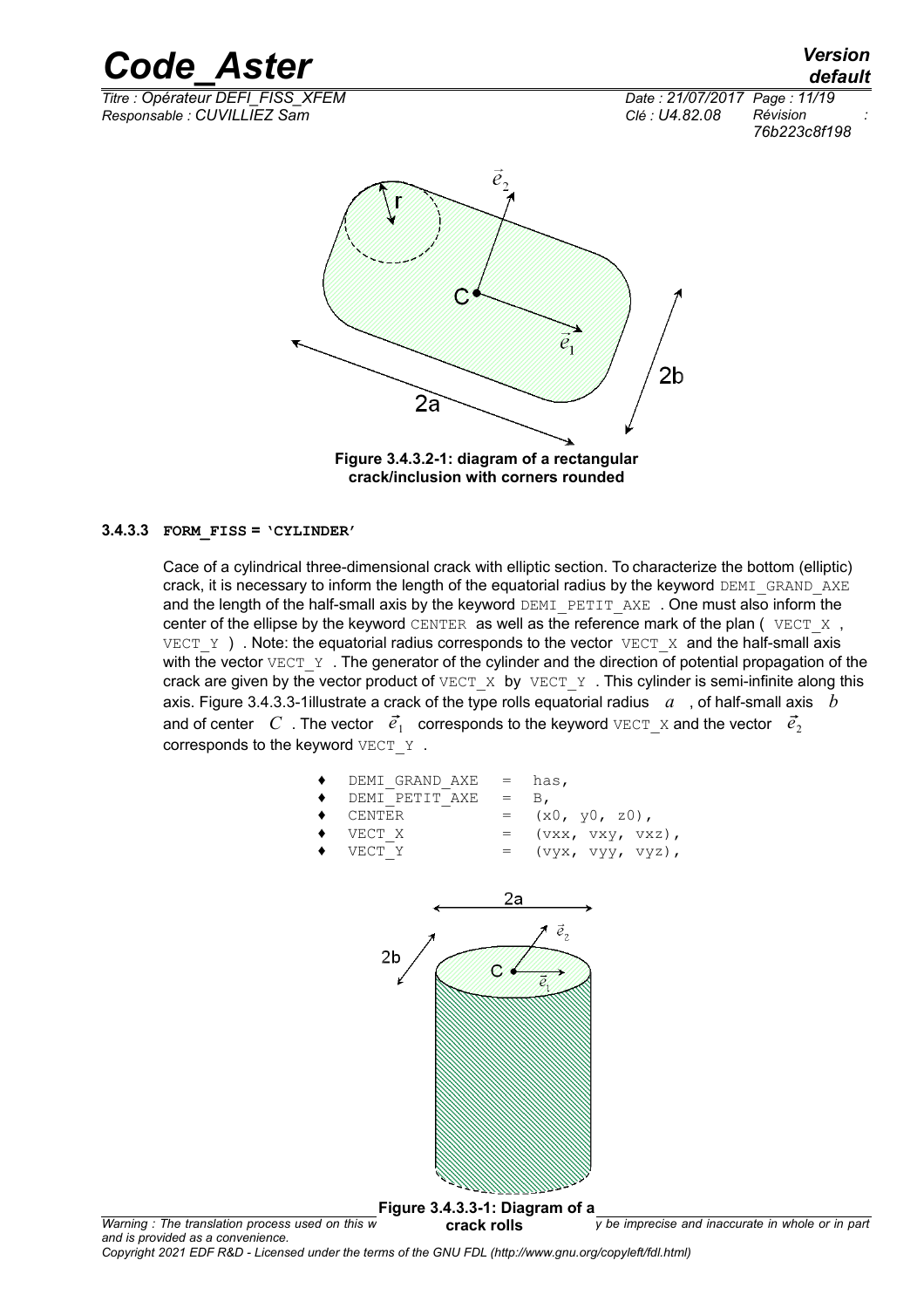Figure 3.4.3.2-1: diagram of a rectangular crack/inclusion with corners rounded

#### 3.4.3.3 FORM_FISS = 'CYLINDER'

Cace of a cylindrical three-dimensional crack with elliptic section. To characterize the bottom (elliptic) crack, it is necessary to inform the length of the equatorial radius by the keyword DEMI_GRAND_AXE and the length of the half-small axis by the keyword DEMI_PETIT_AXE . One must also inform the center of the ellipse by the keyword CENTER as well as the reference mark of the plan ( VECT_X , VECT_Y ) . Note: the equatorial radius corresponds to the vector VECT_X and the half-small axis with the vector VECT_Y . The generator of the cylinder and the direction of potential propagation of the crack are given by the vector product of VECT_X by VECT_Y . This cylinder is semi-infinite along this axis. Figure 3.4.3.3-1illustrate a crack of the type rolls equatorial radius $a$ , of half-small axis $b$ and of center $C$ . The vector $\vec{e}_1$ corresponds to the keyword VECT_X and the vector $\vec{e}_2$ corresponds to the keyword VECT_Y .

```
♦  DEMI_GRAND_AXE  =  has,
♦  DEMI_PETIT_AXE  =  B,
♦  CENTER          =  (x0, y0, z0),
♦  VECT_X          =  (vxx, vxy, vxz),
♦  VECT_Y          =  (vyx, vyy, vyz),
```

Figure 3.4.3.3-1: Diagram of a crack rolls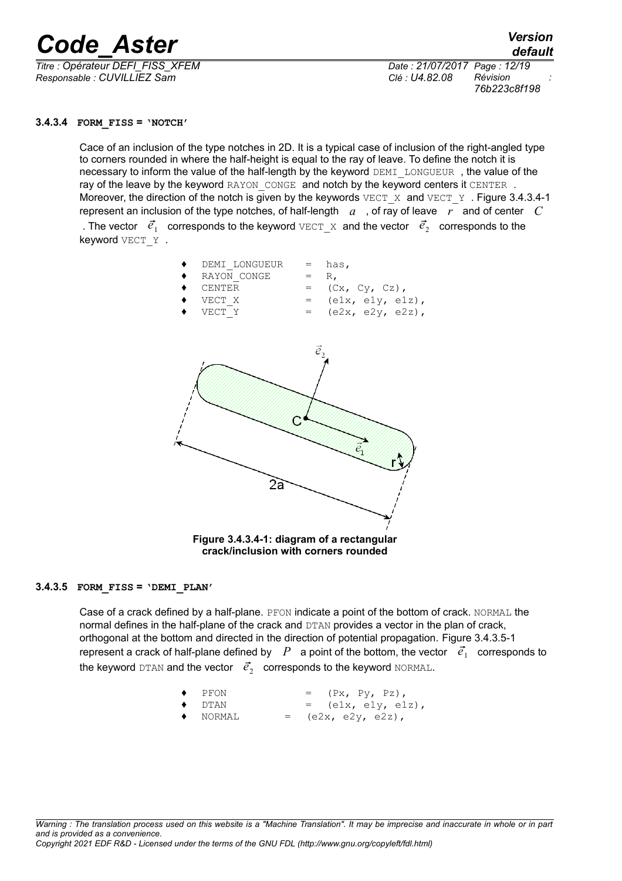#### 3.4.3.4 FORM_FISS = 'NOTCH'

Cace of an inclusion of the type notches in 2D. It is a typical case of inclusion of the right-angled type to corners rounded in where the half-height is equal to the ray of leave. To define the notch it is necessary to inform the value of the half-length by the keyword DEMI_LONGUEUR , the value of the ray of the leave by the keyword RAYON_CONGE and notch by the keyword centers it CENTER . Moreover, the direction of the notch is given by the keywords VECT_X and VECT_Y . Figure 3.4.3.4-1 represent an inclusion of the type notches, of half-length $a$ , of ray of leave $r$ and of center $C$ . The vector $\vec{e}_1$ corresponds to the keyword VECT_X and the vector $\vec{e}_2$ corresponds to the keyword VECT_Y .

- ♦ DEMI_LONGUEUR = has,
- ♦ RAYON_CONGE = R,
- ♦ CENTER = (Cx, Cy, Cz),
- ♦ VECT_X = (e1x, e1y, e1z),
- ♦ VECT_Y = (e2x, e2y, e2z),

**Figure 3.4.3.4-1: diagram of a rectangular crack/inclusion with corners rounded**

#### 3.4.3.5 FORM_FISS = 'DEMI_PLAN'

Case of a crack defined by a half-plane. PFON indicate a point of the bottom of crack. NORMAL the normal defines in the half-plane of the crack and DTAN provides a vector in the plan of crack, orthogonal at the bottom and directed in the direction of potential propagation. Figure 3.4.3.5-1 represent a crack of half-plane defined by $P$ a point of the bottom, the vector $\vec{e}_1$ corresponds to the keyword DTAN and the vector $\vec{e}_2$ corresponds to the keyword NORMAL.

- ♦ PFON = (Px, Py, Pz),
- ♦ DTAN = (e1x, e1y, e1z),
- ♦ NORMAL = (e2x, e2y, e2z),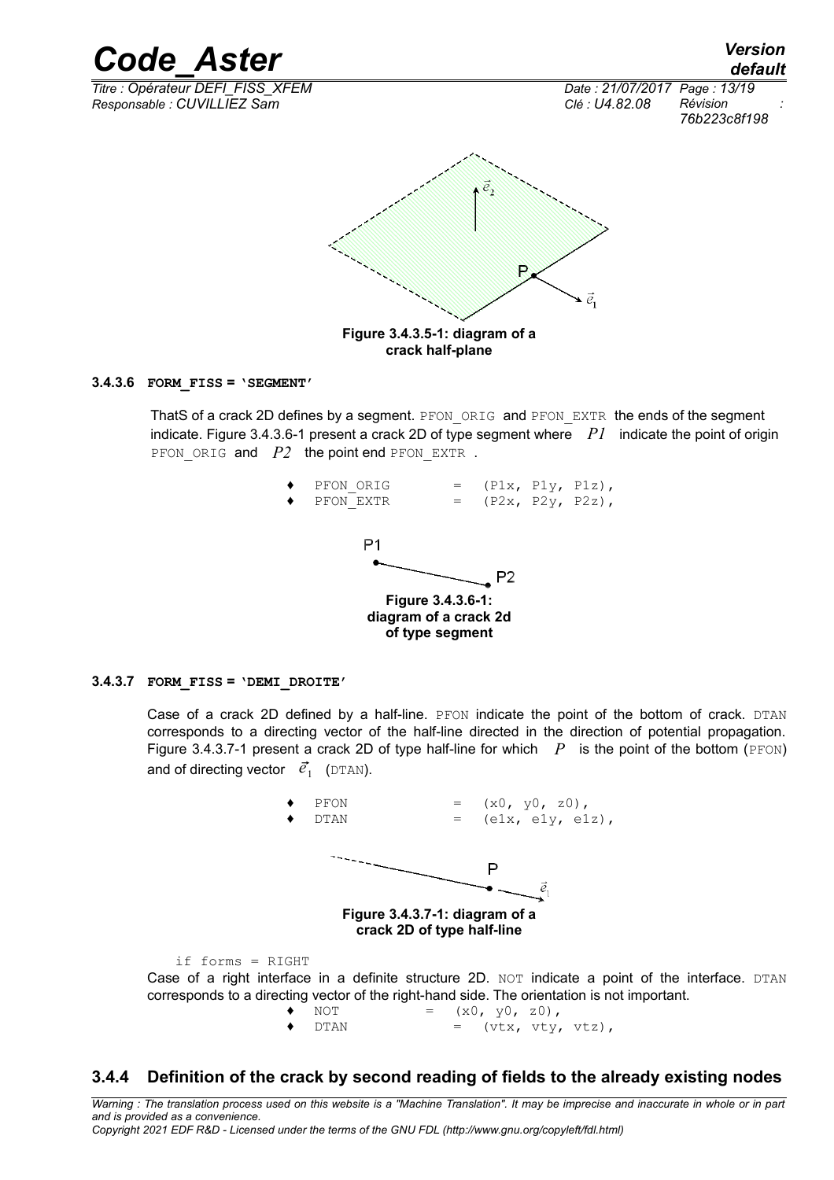Figure 3.4.3.5-1: diagram of a crack half-plane

#### 3.4.3.6 FORM_FISS = 'SEGMENT'

ThatS of a crack 2D defines by a segment. PFON_ORIG and PFON_EXTR the ends of the segment indicate. Figure 3.4.3.6-1 present a crack 2D of type segment where $P1$ indicate the point of origin PFON_ORIG and $P2$ the point end PFON_EXTR .

```
♦   PFON_ORIG       =   (P1x, P1y, P1z),
♦   PFON_EXTR       =   (P2x, P2y, P2z),
```

Figure 3.4.3.6-1: diagram of a crack 2d of type segment

#### 3.4.3.7 FORM_FISS = 'DEMI_DROITE'

Case of a crack 2D defined by a half-line. PFON indicate the point of the bottom of crack. DTAN corresponds to a directing vector of the half-line directed in the direction of potential propagation. Figure 3.4.3.7-1 present a crack 2D of type half-line for which $P$ is the point of the bottom (PFON) and of directing vector $\vec{e}_1$ (DTAN).

```
♦   PFON            =   (x0, y0, z0),
♦   DTAN            =   (e1x, e1y, e1z),
```

Figure 3.4.3.7-1: diagram of a crack 2D of type half-line

if forms = RIGHT

Case of a right interface in a definite structure 2D. NOT indicate a point of the interface. DTAN corresponds to a directing vector of the right-hand side. The orientation is not important.

```
♦   NOT         =   (x0, y0, z0),
♦   DTAN            =   (vtx, vty, vtz),
```

### 3.4.4 Definition of the crack by second reading of fields to the already existing nodes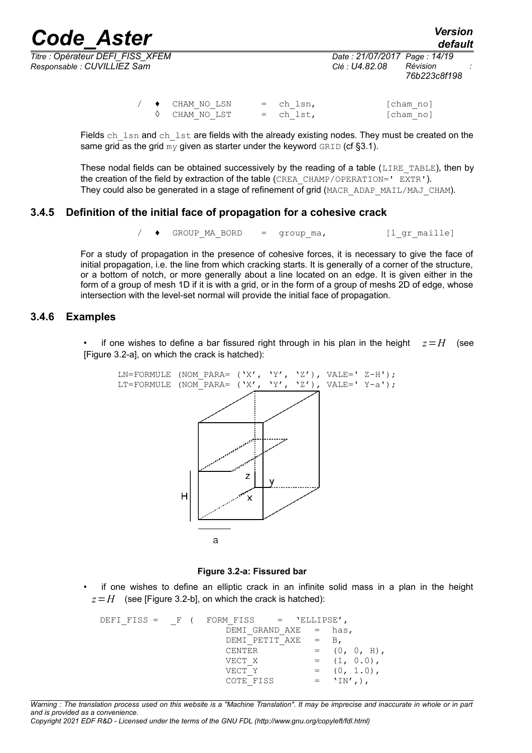```
/ ♦ CHAM_NO_LSN    = ch_lsn,              [cham_no]
  ◊ CHAM_NO_LST    = ch_lst,              [cham_no]
```

Fields ch_lsn and ch_lst are fields with the already existing nodes. They must be created on the same grid as the grid my given as starter under the keyword GRID (cf §3.1).

These nodal fields can be obtained successively by the reading of a table (LIRE_TABLE), then by the creation of the field by extraction of the table (CREA_CHAMP/OPERATION=' EXTR'). They could also be generated in a stage of refinement of grid (MACR_ADAP_MAIL/MAJ_CHAM).

### 3.4.5 Definition of the initial face of propagation for a cohesive crack

```
/ ♦ GROUP_MA_BORD   = group_ma,           [l_gr_maille]
```

For a study of propagation in the presence of cohesive forces, it is necessary to give the face of initial propagation, i.e. the line from which cracking starts. It is generally of a corner of the structure, or a bottom of notch, or more generally about a line located on an edge. It is given either in the form of a group of mesh 1D if it is with a grid, or in the form of a group of meshs 2D of edge, whose intersection with the level-set normal will provide the initial face of propagation.

### 3.4.6 Examples

- if one wishes to define a bar fissured right through in his plan in the height $z=H$ (see [Figure 3.2-a], on which the crack is hatched):

```
LN=FORMULE (NOM_PARA= ('X', 'Y', 'Z'), VALE=' Z-H');
LT=FORMULE (NOM_PARA= ('X', 'Y', 'Z'), VALE=' Y-a');
```

**Figure 3.2-a: Fissured bar**

- if one wishes to define an elliptic crack in an infinite solid mass in a plan in the height $z=H$ (see [Figure 3.2-b], on which the crack is hatched):

```
DEFI_FISS = _F ( FORM_FISS     = 'ELLIPSE',
                 DEMI_GRAND_AXE  = has,
                 DEMI_PETIT_AXE  = B,
                 CENTER          = (0, 0, H),
                 VECT_X          = (1, 0.0),
                 VECT_Y          = (0, 1.0),
                 COTE_FISS       = 'IN',),
```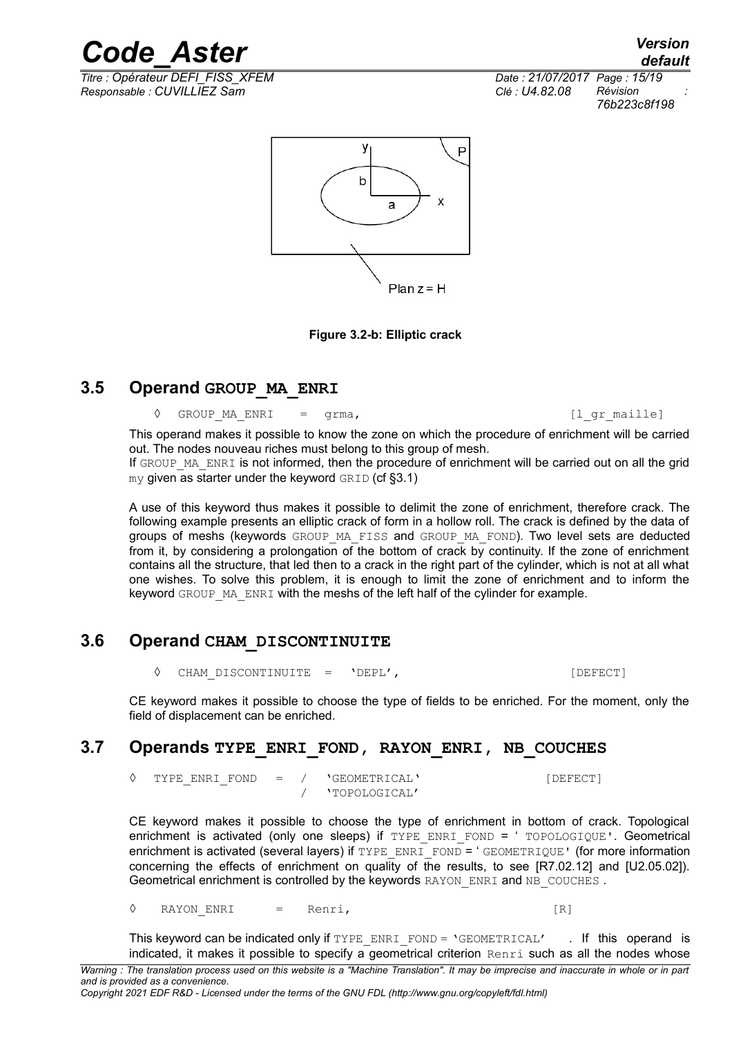Figure 3.2-b: Elliptic crack

## 3.5 Operand GROUP_MA_ENRI

◊ GROUP_MA_ENRI = grma, [l_gr_maille]

This operand makes it possible to know the zone on which the procedure of enrichment will be carried out. The nodes nouveau riches must belong to this group of mesh.

If GROUP_MA_ENRI is not informed, then the procedure of enrichment will be carried out on all the grid my given as starter under the keyword GRID (cf §3.1)

A use of this keyword thus makes it possible to delimit the zone of enrichment, therefore crack. The following example presents an elliptic crack of form in a hollow roll. The crack is defined by the data of groups of meshs (keywords GROUP_MA_FISS and GROUP_MA_FOND). Two level sets are deducted from it, by considering a prolongation of the bottom of crack by continuity. If the zone of enrichment contains all the structure, that led then to a crack in the right part of the cylinder, which is not at all what one wishes. To solve this problem, it is enough to limit the zone of enrichment and to inform the keyword GROUP_MA_ENRI with the meshs of the left half of the cylinder for example.

## 3.6 Operand CHAM_DISCONTINUITE

◊ CHAM_DISCONTINUITE = 'DEPL', [DEFECT]

CE keyword makes it possible to choose the type of fields to be enriched. For the moment, only the field of displacement can be enriched.

## 3.7 Operands TYPE_ENRI_FOND, RAYON_ENRI, NB_COUCHES

◊ TYPE_ENRI_FOND = / 'GEOMETRICAL' [DEFECT]
/ 'TOPOLOGICAL'

CE keyword makes it possible to choose the type of enrichment in bottom of crack. Topological enrichment is activated (only one sleeps) if TYPE_ENRI_FOND = ' TOPOLOGIQUE'. Geometrical enrichment is activated (several layers) if TYPE_ENRI_FOND = ' GEOMETRIQUE' (for more information concerning the effects of enrichment on quality of the results, to see [R7.02.12] and [U2.05.02]). Geometrical enrichment is controlled by the keywords RAYON_ENRI and NB_COUCHES .

◊ RAYON_ENRI = Renri, [R]

This keyword can be indicated only if TYPE_ENRI_FOND = 'GEOMETRICAL' . If this operand is indicated, it makes it possible to specify a geometrical criterion Renri such as all the nodes whose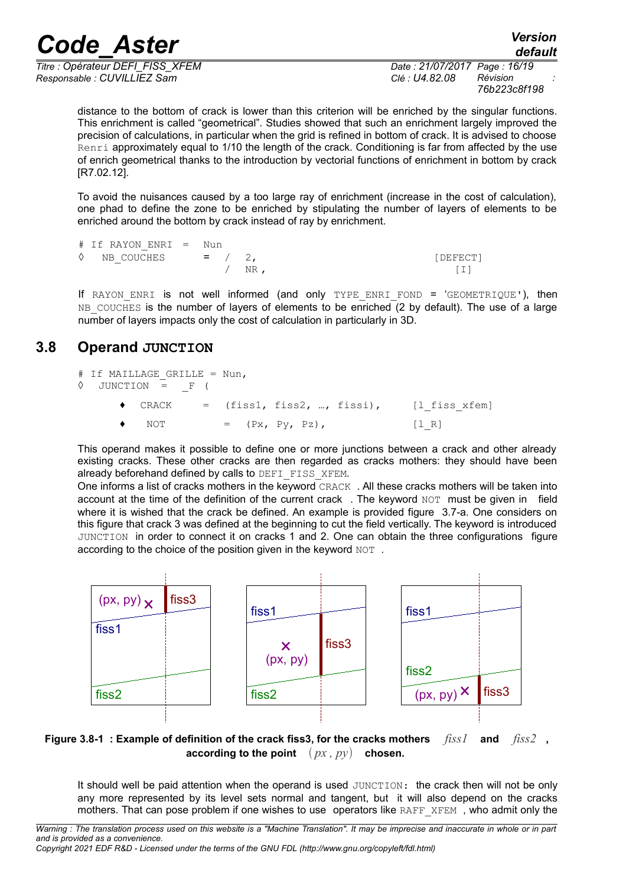distance to the bottom of crack is lower than this criterion will be enriched by the singular functions. This enrichment is called "geometrical". Studies showed that such an enrichment largely improved the precision of calculations, in particular when the grid is refined in bottom of crack. It is advised to choose `Renri` approximately equal to 1/10 the length of the crack. Conditioning is far from affected by the use of enrich geometrical thanks to the introduction by vectorial functions of enrichment in bottom by crack [R7.02.12].

To avoid the nuisances caused by a too large ray of enrichment (increase in the cost of calculation), one phad to define the zone to be enriched by stipulating the number of layers of elements to be enriched around the bottom by crack instead of ray by enrichment.

```
# If RAYON_ENRI  =  Nun
◊   NB_COUCHES      =  /  2,                         [DEFECT]
                       /  NR ,                          [I]
```

If `RAYON_ENRI` is not well informed (and only `TYPE_ENRI_FOND = 'GEOMETRIQUE'`), then `NB_COUCHES` is the number of layers of elements to be enriched (2 by default). The use of a large number of layers impacts only the cost of calculation in particularly in 3D.

## 3.8 Operand JUNCTION

```
# If MAILLAGE_GRILLE = Nun,
◊   JUNCTION  =   _F  (

        ♦   CRACK      =  (fiss1, fiss2, …, fissi),      [l_fiss_xfem]

        ♦    NOT          =  (Px, Py, Pz),               [l_R]
```

This operand makes it possible to define one or more junctions between a crack and other already existing cracks. These other cracks are then regarded as cracks mothers: they should have been already beforehand defined by calls to `DEFI_FISS_XFEM`.
One informs a list of cracks mothers in the keyword `CRACK` . All these cracks mothers will be taken into account at the time of the definition of the current crack . The keyword `NOT` must be given in field where it is wished that the crack be defined. An example is provided figure 3.7-a. One considers on this figure that crack 3 was defined at the beginning to cut the field vertically. The keyword is introduced `JUNCTION` in order to connect it on cracks 1 and 2. One can obtain the three configurations figure according to the choice of the position given in the keyword `NOT` .

**Figure 3.8-1 : Example of definition of the crack fiss3, for the cracks mothers** *fiss1* **and** *fiss2* **, according to the point** $(px, py)$ **chosen.**

It should well be paid attention when the operand is used `JUNCTION:` the crack then will not be only any more represented by its level sets normal and tangent, but it will also depend on the cracks mothers. That can pose problem if one wishes to use operators like `RAFF_XFEM` , who admit only the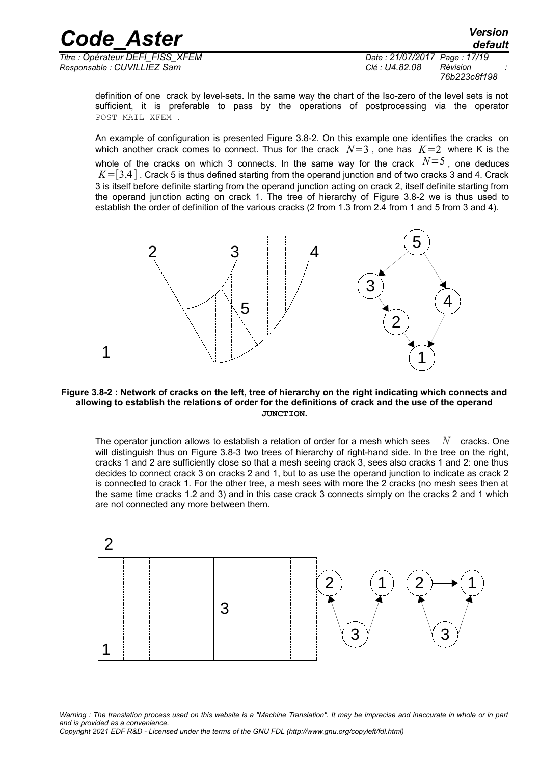definition of one crack by level-sets. In the same way the chart of the Iso-zero of the level sets is not sufficient, it is preferable to pass by the operations of postprocessing via the operator POST_MAIL_XFEM .

An example of configuration is presented Figure 3.8-2. On this example one identifies the cracks on which another crack comes to connect. Thus for the crack $N=3$ , one has $K=2$ where K is the whole of the cracks on which 3 connects. In the same way for the crack $N=5$ , one deduces $K=[3,4]$ . Crack 5 is thus defined starting from the operand junction and of two cracks 3 and 4. Crack 3 is itself before definite starting from the operand junction acting on crack 2, itself definite starting from the operand junction acting on crack 1. The tree of hierarchy of Figure 3.8-2 we is thus used to establish the order of definition of the various cracks (2 from 1.3 from 2.4 from 1 and 5 from 3 and 4).

**Figure 3.8-2 : Network of cracks on the left, tree of hierarchy on the right indicating which connects and allowing to establish the relations of order for the definitions of crack and the use of the operand JUNCTION.**

The operator junction allows to establish a relation of order for a mesh which sees $N$ cracks. One will distinguish thus on Figure 3.8-3 two trees of hierarchy of right-hand side. In the tree on the right, cracks 1 and 2 are sufficiently close so that a mesh seeing crack 3, sees also cracks 1 and 2: one thus decides to connect crack 3 on cracks 2 and 1, but to as use the operand junction to indicate as crack 2 is connected to crack 1. For the other tree, a mesh sees with more the 2 cracks (no mesh sees then at the same time cracks 1.2 and 3) and in this case crack 3 connects simply on the cracks 2 and 1 which are not connected any more between them.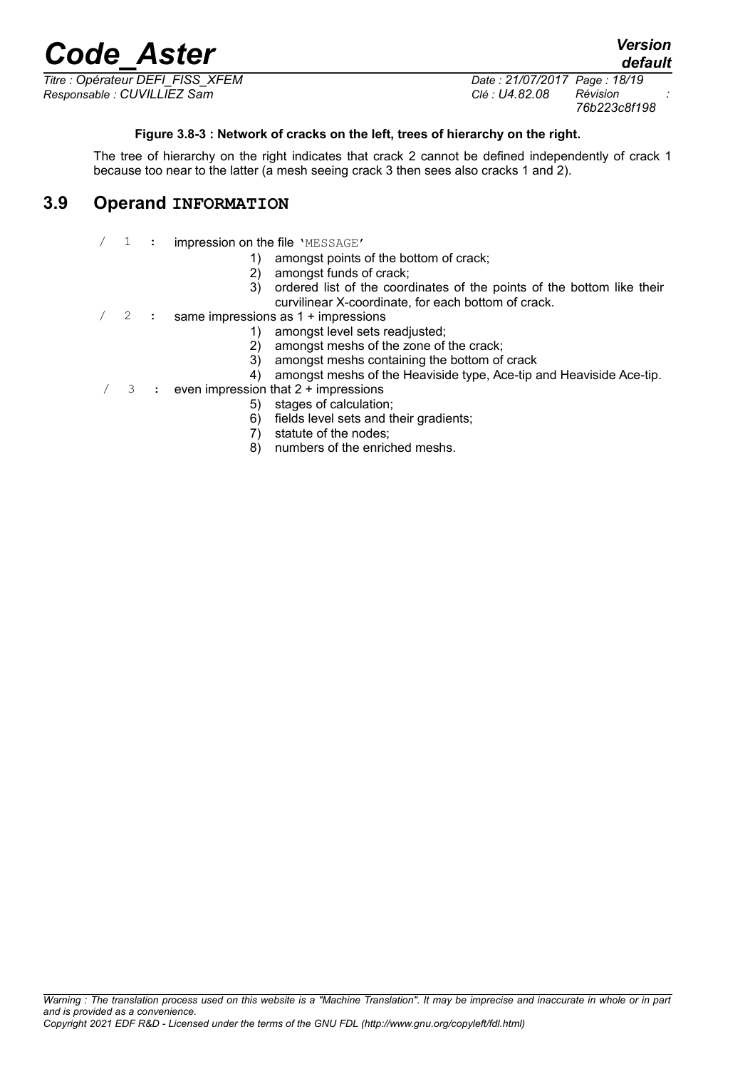**Figure 3.8-3 : Network of cracks on the left, trees of hierarchy on the right.**

The tree of hierarchy on the right indicates that crack 2 cannot be defined independently of crack 1 because too near to the latter (a mesh seeing crack 3 then sees also cracks 1 and 2).

## 3.9 Operand INFORMATION

/ 1 : impression on the file 'MESSAGE'

1) amongst points of the bottom of crack;
2) amongst funds of crack;
3) ordered list of the coordinates of the points of the bottom like their curvilinear X-coordinate, for each bottom of crack.

/ 2 : same impressions as 1 + impressions

1) amongst level sets readjusted;
2) amongst meshs of the zone of the crack;
3) amongst meshs containing the bottom of crack
4) amongst meshs of the Heaviside type, Ace-tip and Heaviside Ace-tip.

/ 3 : even impression that 2 + impressions

5) stages of calculation;
6) fields level sets and their gradients;
7) statute of the nodes;
8) numbers of the enriched meshs.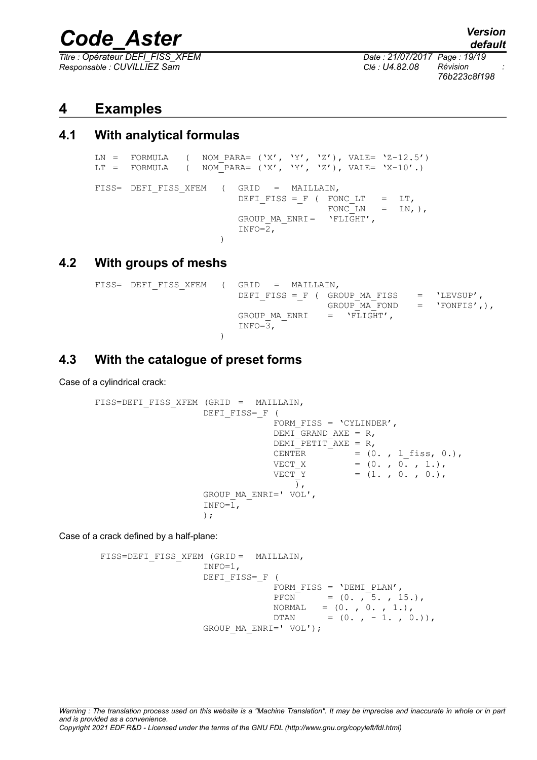# 4 Examples

## 4.1 With analytical formulas

```
LN =  FORMULA   (  NOM_PARA= ('X', 'Y', 'Z'), VALE= 'Z-12.5')
LT =  FORMULA   (  NOM_PARA= ('X', 'Y', 'Z'), VALE= 'X-10'.)

FISS= DEFI_FISS_XFEM   (  GRID  =  MAILLAIN,
                          DEFI_FISS =_F ( FONC_LT   =  LT,
                                          FONC_LN   =  LN, ),
                          GROUP_MA_ENRI=  'FLIGHT',
                          INFO=2,
                       )
```

## 4.2 With groups of meshs

```
FISS= DEFI_FISS_XFEM   (  GRID  =  MAILLAIN,
                          DEFI_FISS =_F ( GROUP_MA_FISS   =  'LEVSUP',
                                          GROUP_MA_FOND   =  'FONFIS',),
                          GROUP_MA_ENRI   =  'FLIGHT',
                          INFO=3,
                       )
```

## 4.3 With the catalogue of preset forms

Case of a cylindrical crack:

```
FISS=DEFI_FISS_XFEM (GRID =  MAILLAIN,
                    DEFI_FISS=_F (
                              FORM_FISS = 'CYLINDER',
                              DEMI_GRAND_AXE = R,
                              DEMI_PETIT_AXE = R,
                              CENTER         = (0. , l_fiss, 0.),
                              VECT_X         = (0. , 0. , 1.),
                              VECT_Y         = (1. , 0. , 0.),
                                 ),
                    GROUP_MA_ENRI=' VOL',
                    INFO=1,
                    );
```

Case of a crack defined by a half-plane:

```
 FISS=DEFI_FISS_XFEM (GRID =  MAILLAIN,
                    INFO=1,
                    DEFI_FISS=_F (
                              FORM_FISS = 'DEMI_PLAN',
                              PFON      = (0. , 5. , 15.),
                              NORMAL   = (0. , 0. , 1.),
                              DTAN      = (0. , - 1. , 0.)),
                    GROUP_MA_ENRI=' VOL');
```